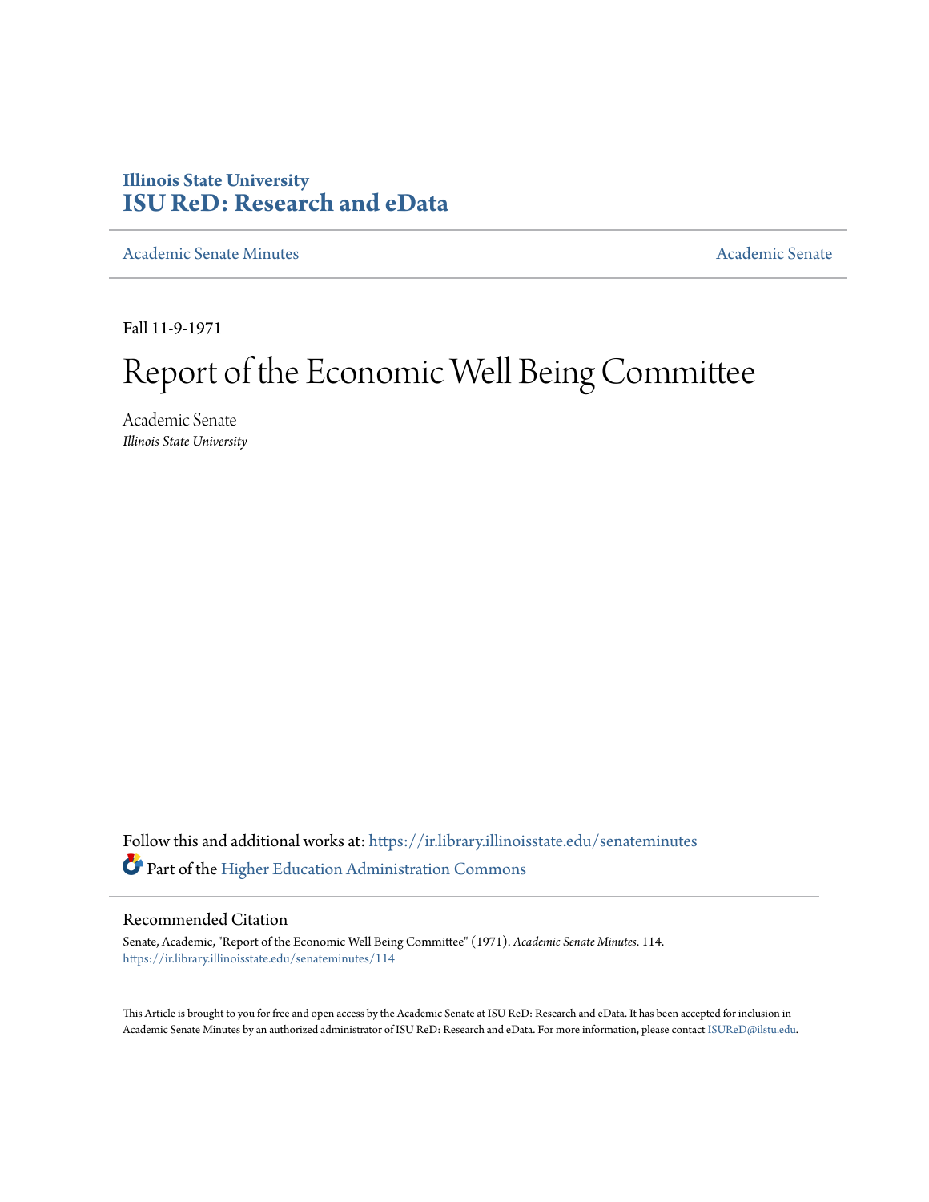# Illinois State University
# ISU ReD: Research and eData

Academic Senate Minutes

Academic Senate

Fall 11-9-1971

# Report of the Economic Well Being Committee

Academic Senate
*Illinois State University*

Follow this and additional works at: https://ir.library.illinoisstate.edu/senateminutes

Part of the Higher Education Administration Commons

## Recommended Citation

Senate, Academic, "Report of the Economic Well Being Committee" (1971). *Academic Senate Minutes*. 114.
https://ir.library.illinoisstate.edu/senateminutes/114

This Article is brought to you for free and open access by the Academic Senate at ISU ReD: Research and eData. It has been accepted for inclusion in Academic Senate Minutes by an authorized administrator of ISU ReD: Research and eData. For more information, please contact ISUReD@ilstu.edu.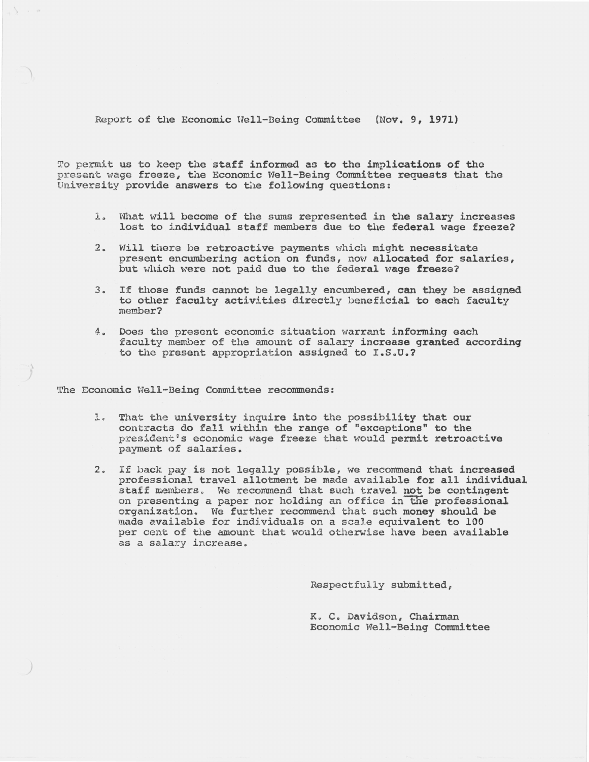Report of the Economic Well-Being Committee (Nov. 9, 1971)

To permit us to keep the staff informed as to the implications of the present wage freeze, the Economic Well-Being Committee requests that the University provide answers to the following questions:

1. What will become of the sums represented in the salary increases lost to individual staff members due to the federal wage freeze?

2. Will there be retroactive payments which might necessitate present encumbering action on funds, now allocated for salaries, but which were not paid due to the federal wage freeze?

3. If those funds cannot be legally encumbered, can they be assigned to other faculty activities directly beneficial to each faculty member?

4. Does the present economic situation warrant informing each faculty member of the amount of salary increase granted according to the present appropriation assigned to I.S.U.?

The Economic Well-Being Committee recommends:

1. That the university inquire into the possibility that our contracts do fall within the range of "exceptions" to the president's economic wage freeze that would permit retroactive payment of salaries.

2. If back pay is not legally possible, we recommend that increased professional travel allotment be made available for all individual staff members. We recommend that such travel <u>not</u> be contingent on presenting a paper nor holding an office in the professional organization. We further recommend that such money should be made available for individuals on a scale equivalent to 100 per cent of the amount that would otherwise have been available as a salary increase.

Respectfully submitted,

K. C. Davidson, Chairman
Economic Well-Being Committee